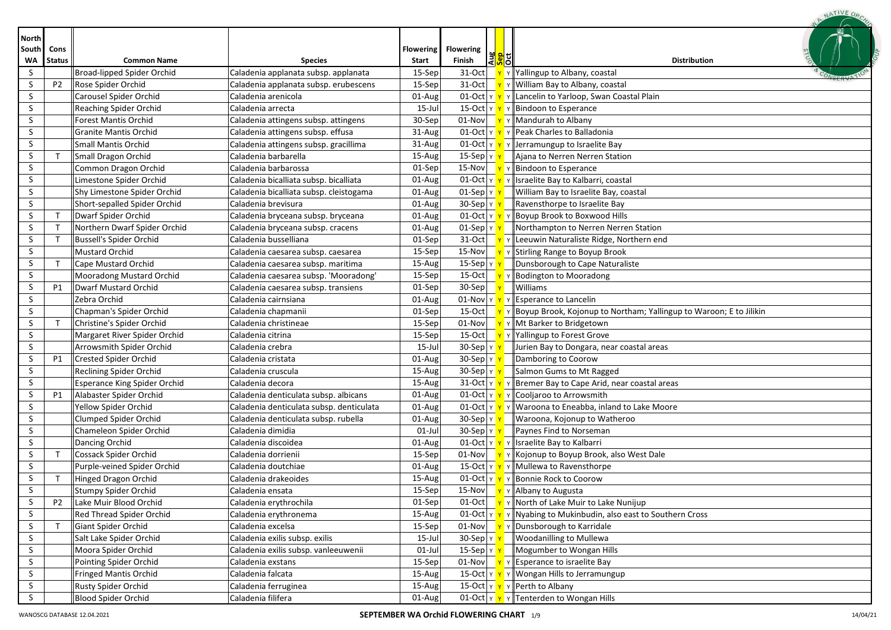| North South WA | Cons Status | Common Name | Species | Flowering Start | Flowering Finish | Aug | Sep | Oct | Distribution |
|---|---|---|---|---|---|---|---|---|---|
| S | | Broad-lipped Spider Orchid | Caladenia applanata subsp. applanata | 15-Sep | 31-Oct | | Y | Y | Yallingup to Albany, coastal |
| S | P2 | Rose Spider Orchid | Caladenia applanata subsp. erubescens | 15-Sep | 31-Oct | | Y | Y | William Bay to Albany, coastal |
| S | | Carousel Spider Orchid | Caladenia arenicola | 01-Aug | 01-Oct | Y | Y | Y | Lancelin to Yarloop, Swan Coastal Plain |
| S | | Reaching Spider Orchid | Caladenia arrecta | 15-Jul | 15-Oct | Y | Y | Y | Bindoon to Esperance |
| S | | Forest Mantis Orchid | Caladenia attingens subsp. attingens | 30-Sep | 01-Nov | | Y | Y | Mandurah to Albany |
| S | | Granite Mantis Orchid | Caladenia attingens subsp. effusa | 31-Aug | 01-Oct | Y | Y | Y | Peak Charles to Balladonia |
| S | | Small Mantis Orchid | Caladenia attingens subsp. gracillima | 31-Aug | 01-Oct | Y | Y | Y | Jerramungup to Israelite Bay |
| S | T | Small Dragon Orchid | Caladenia barbarella | 15-Aug | 15-Sep | Y | Y | | Ajana to Nerren Nerren Station |
| S | | Common Dragon Orchid | Caladenia barbarossa | 01-Sep | 15-Nov | | Y | Y | Bindoon to Esperance |
| S | | Limestone Spider Orchid | Caladenia bicalliata subsp. bicalliata | 01-Aug | 01-Oct | Y | Y | Y | Israelite Bay to Kalbarri, coastal |
| S | | Shy Limestone Spider Orchid | Caladenia bicalliata subsp. cleistogama | 01-Aug | 01-Sep | Y | Y | | William Bay to Israelite Bay, coastal |
| S | | Short-sepalled Spider Orchid | Caladenia brevisura | 01-Aug | 30-Sep | Y | Y | | Ravensthorpe to Israelite Bay |
| S | T | Dwarf Spider Orchid | Caladenia bryceana subsp. bryceana | 01-Aug | 01-Oct | Y | Y | Y | Boyup Brook to Boxwood Hills |
| S | T | Northern Dwarf Spider Orchid | Caladenia bryceana subsp. cracens | 01-Aug | 01-Sep | Y | Y | | Northampton to Nerren Nerren Station |
| S | T | Bussell's Spider Orchid | Caladenia busselliana | 01-Sep | 31-Oct | | Y | Y | Leeuwin Naturaliste Ridge, Northern end |
| S | | Mustard Orchid | Caladenia caesarea subsp. caesarea | 15-Sep | 15-Nov | | Y | Y | Stirling Range to Boyup Brook |
| S | T | Cape Mustard Orchid | Caladenia caesarea subsp. maritima | 15-Aug | 15-Sep | Y | Y | | Dunsborough to Cape Naturaliste |
| S | | Mooradong Mustard Orchid | Caladenia caesarea subsp. 'Mooradong' | 15-Sep | 15-Oct | | Y | Y | Bodington to Mooradong |
| S | P1 | Dwarf Mustard Orchid | Caladenia caesarea subsp. transiens | 01-Sep | 30-Sep | | Y | | Williams |
| S | | Zebra Orchid | Caladenia cairnsiana | 01-Aug | 01-Nov | Y | Y | Y | Esperance to Lancelin |
| S | | Chapman's Spider Orchid | Caladenia chapmanii | 01-Sep | 15-Oct | | Y | Y | Boyup Brook, Kojonup to Northam; Yallingup to Waroon; E to Jilikin |
| S | T | Christine's Spider Orchid | Caladenia christineae | 15-Sep | 01-Nov | | Y | Y | Mt Barker to Bridgetown |
| S | | Margaret River Spider Orchid | Caladenia citrina | 15-Sep | 15-Oct | | Y | Y | Yallingup to Forest Grove |
| S | | Arrowsmith Spider Orchid | Caladenia crebra | 15-Jul | 30-Sep | Y | Y | | Jurien Bay to Dongara, near coastal areas |
| S | P1 | Crested Spider Orchid | Caladenia cristata | 01-Aug | 30-Sep | Y | Y | | Damboring to Coorow |
| S | | Reclining Spider Orchid | Caladenia cruscula | 15-Aug | 30-Sep | Y | Y | | Salmon Gums to Mt Ragged |
| S | | Esperance King Spider Orchid | Caladenia decora | 15-Aug | 31-Oct | Y | Y | Y | Bremer Bay to Cape Arid, near coastal areas |
| S | P1 | Alabaster Spider Orchid | Caladenia denticulata subsp. albicans | 01-Aug | 01-Oct | Y | Y | Y | Cooljaroo to Arrowsmith |
| S | | Yellow Spider Orchid | Caladenia denticulata subsp. denticulata | 01-Aug | 01-Oct | Y | Y | Y | Waroona to Eneabba, inland to Lake Moore |
| S | | Clumped Spider Orchid | Caladenia denticulata subsp. rubella | 01-Aug | 30-Sep | Y | Y | | Waroona, Kojonup to Watheroo |
| S | | Chameleon Spider Orchid | Caladenia dimidia | 01-Jul | 30-Sep | Y | Y | | Paynes Find to Norseman |
| S | | Dancing Orchid | Caladenia discoidea | 01-Aug | 01-Oct | Y | Y | Y | Israelite Bay to Kalbarri |
| S | T | Cossack Spider Orchid | Caladenia dorrienii | 15-Sep | 01-Nov | | Y | Y | Kojonup to Boyup Brook, also West Dale |
| S | | Purple-veined Spider Orchid | Caladenia doutchiae | 01-Aug | 15-Oct | Y | Y | Y | Mullewa to Ravensthorpe |
| S | T | Hinged Dragon Orchid | Caladenia drakeoides | 15-Aug | 01-Oct | Y | Y | Y | Bonnie Rock to Coorow |
| S | | Stumpy Spider Orchid | Caladenia ensata | 15-Sep | 15-Nov | | Y | Y | Albany to Augusta |
| S | P2 | Lake Muir Blood Orchid | Caladenia erythrochila | 01-Sep | 01-Oct | | Y | Y | North of Lake Muir to Lake Nunijup |
| S | | Red Thread Spider Orchid | Caladenia erythronema | 15-Aug | 01-Oct | Y | Y | Y | Nyabing to Mukinbudin, also east to Southern Cross |
| S | T | Giant Spider Orchid | Caladenia excelsa | 15-Sep | 01-Nov | | Y | Y | Dunsborough to Karridale |
| S | | Salt Lake Spider Orchid | Caladenia exilis subsp. exilis | 15-Jul | 30-Sep | Y | Y | | Woodanilling to Mullewa |
| S | | Moora Spider Orchid | Caladenia exilis subsp. vanleeuwenii | 01-Jul | 15-Sep | Y | Y | | Mogumber to Wongan Hills |
| S | | Pointing Spider Orchid | Caladenia exstans | 15-Sep | 01-Nov | | Y | Y | Esperance to israelite Bay |
| S | | Fringed Mantis Orchid | Caladenia falcata | 15-Aug | 15-Oct | Y | Y | Y | Wongan Hills to Jerramungup |
| S | | Rusty Spider Orchid | Caladenia ferruginea | 15-Aug | 15-Oct | Y | Y | Y | Perth to Albany |
| S | | Blood Spider Orchid | Caladenia filifera | 01-Aug | 01-Oct | Y | Y | Y | Tenterden to Wongan Hills |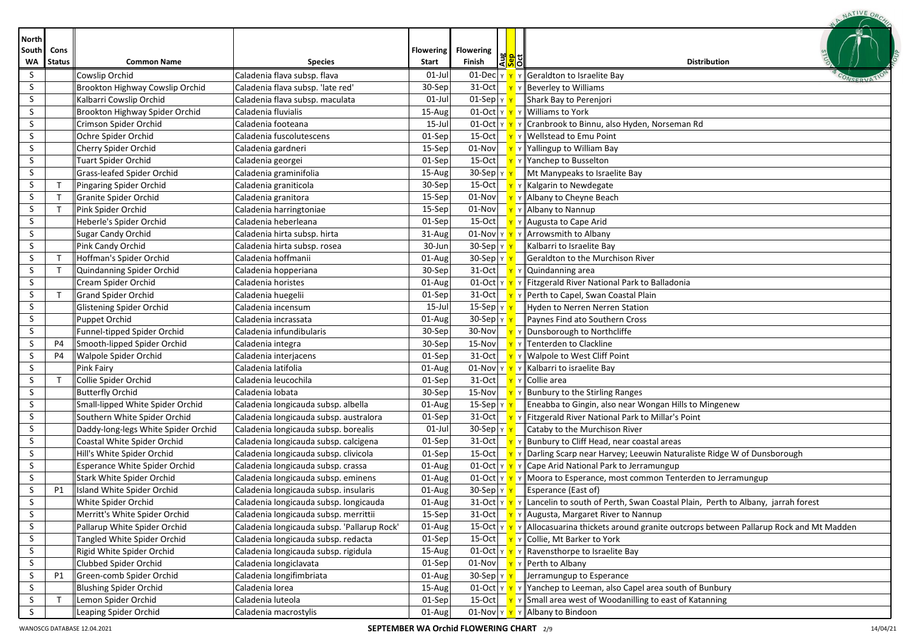| North South WA | Cons Status | Common Name | Species | Flowering Start | Flowering Finish | Aug | Sep | Oct | Distribution |
|---|---|---|---|---|---|---|---|---|---|
| S | | Cowslip Orchid | Caladenia flava subsp. flava | 01-Jul | 01-Dec | Y | Y | Y | Geraldton to Israelite Bay |
| S | | Brookton Highway Cowslip Orchid | Caladenia flava subsp. 'late red' | 30-Sep | 31-Oct | | Y | Y | Beverley to Williams |
| S | | Kalbarri Cowslip Orchid | Caladenia flava subsp. maculata | 01-Jul | 01-Sep | Y | Y | | Shark Bay to Perenjori |
| S | | Brookton Highway Spider Orchid | Caladenia fluvialis | 15-Aug | 01-Oct | Y | Y | Y | Williams to York |
| S | | Crimson Spider Orchid | Caladenia footeana | 15-Jul | 01-Oct | Y | Y | Y | Cranbrook to Binnu, also Hyden, Norseman Rd |
| S | | Ochre Spider Orchid | Caladenia fuscolutescens | 01-Sep | 15-Oct | | Y | Y | Wellstead to Emu Point |
| S | | Cherry Spider Orchid | Caladenia gardneri | 15-Sep | 01-Nov | | Y | Y | Yallingup to William Bay |
| S | | Tuart Spider Orchid | Caladenia georgei | 01-Sep | 15-Oct | | Y | Y | Yanchep to Busselton |
| S | | Grass-leafed Spider Orchid | Caladenia graminifolia | 15-Aug | 30-Sep | Y | Y | | Mt Manypeaks to Israelite Bay |
| S | T | Pingaring Spider Orchid | Caladenia graniticola | 30-Sep | 15-Oct | | Y | Y | Kalgarin to Newdegate |
| S | T | Granite Spider Orchid | Caladenia granitora | 15-Sep | 01-Nov | | Y | Y | Albany to Cheyne Beach |
| S | T | Pink Spider Orchid | Caladenia harringtoniae | 15-Sep | 01-Nov | | Y | Y | Albany to Nannup |
| S | | Heberle's Spider Orchid | Caladenia heberleana | 01-Sep | 15-Oct | | Y | Y | Augusta to Cape Arid |
| S | | Sugar Candy Orchid | Caladenia hirta subsp. hirta | 31-Aug | 01-Nov | Y | Y | Y | Arrowsmith to Albany |
| S | | Pink Candy Orchid | Caladenia hirta subsp. rosea | 30-Jun | 30-Sep | Y | Y | | Kalbarri to Israelite Bay |
| S | T | Hoffman's Spider Orchid | Caladenia hoffmanii | 01-Aug | 30-Sep | Y | Y | | Geraldton to the Murchison River |
| S | T | Quindanning Spider Orchid | Caladenia hopperiana | 30-Sep | 31-Oct | | Y | Y | Quindanning area |
| S | | Cream Spider Orchid | Caladenia horistes | 01-Aug | 01-Oct | Y | Y | Y | Fitzgerald River National Park to Balladonia |
| S | T | Grand Spider Orchid | Caladenia huegelii | 01-Sep | 31-Oct | | Y | Y | Perth to Capel, Swan Coastal Plain |
| S | | Glistening Spider Orchid | Caladenia incensum | 15-Jul | 15-Sep | Y | Y | | Hyden to Nerren Nerren Station |
| S | | Puppet Orchid | Caladenia incrassata | 01-Aug | 30-Sep | Y | Y | | Paynes Find ato Southern Cross |
| S | | Funnel-tipped Spider Orchid | Caladenia infundibularis | 30-Sep | 30-Nov | | Y | Y | Dunsborough to Northcliffe |
| S | P4 | Smooth-lipped Spider Orchid | Caladenia integra | 30-Sep | 15-Nov | | Y | Y | Tenterden to Clackline |
| S | P4 | Walpole Spider Orchid | Caladenia interjacens | 01-Sep | 31-Oct | | Y | Y | Walpole to West Cliff Point |
| S | | Pink Fairy | Caladenia latifolia | 01-Aug | 01-Nov | Y | Y | Y | Kalbarri to israelite Bay |
| S | T | Collie Spider Orchid | Caladenia leucochila | 01-Sep | 31-Oct | | Y | Y | Collie area |
| S | | Butterfly Orchid | Caladenia lobata | 30-Sep | 15-Nov | | Y | Y | Bunbury to the Stirling Ranges |
| S | | Small-lipped White Spider Orchid | Caladenia longicauda subsp. albella | 01-Aug | 15-Sep | Y | Y | | Eneabba to Gingin, also near Wongan Hills to Mingenew |
| S | | Southern White Spider Orchid | Caladenia longicauda subsp. australora | 01-Sep | 31-Oct | | Y | Y | Fitzgerald River National Park to Millar's Point |
| S | | Daddy-long-legs White Spider Orchid | Caladenia longicauda subsp. borealis | 01-Jul | 30-Sep | Y | Y | | Cataby to the Murchison River |
| S | | Coastal White Spider Orchid | Caladenia longicauda subsp. calcigena | 01-Sep | 31-Oct | | Y | Y | Bunbury to Cliff Head, near coastal areas |
| S | | Hill's White Spider Orchid | Caladenia longicauda subsp. clivicola | 01-Sep | 15-Oct | | Y | Y | Darling Scarp near Harvey; Leeuwin Naturaliste Ridge W of Dunsborough |
| S | | Esperance White Spider Orchid | Caladenia longicauda subsp. crassa | 01-Aug | 01-Oct | Y | Y | Y | Cape Arid National Park to Jerramungup |
| S | | Stark White Spider Orchid | Caladenia longicauda subsp. eminens | 01-Aug | 01-Oct | Y | Y | Y | Moora to Esperance, most common Tenterden to Jerramungup |
| S | P1 | Island White Spider Orchid | Caladenia longicauda subsp. insularis | 01-Aug | 30-Sep | Y | Y | | Esperance (East of) |
| S | | White Spider Orchid | Caladenia longicauda subsp. longicauda | 01-Aug | 31-Oct | Y | Y | Y | Lancelin to south of Perth, Swan Coastal Plain, Perth to Albany, jarrah forest |
| S | | Merritt's White Spider Orchid | Caladenia longicauda subsp. merrittii | 15-Sep | 31-Oct | | Y | Y | Augusta, Margaret River to Nannup |
| S | | Pallarup White Spider Orchid | Caladenia longicauda subsp. 'Pallarup Rock' | 01-Aug | 15-Oct | Y | Y | Y | Allocasuarina thickets around granite outcrops between Pallarup Rock and Mt Madden |
| S | | Tangled White Spider Orchid | Caladenia longicauda subsp. redacta | 01-Sep | 15-Oct | | Y | Y | Collie, Mt Barker to York |
| S | | Rigid White Spider Orchid | Caladenia longicauda subsp. rigidula | 15-Aug | 01-Oct | Y | Y | Y | Ravensthorpe to Israelite Bay |
| S | | Clubbed Spider Orchid | Caladenia longiclavata | 01-Sep | 01-Nov | | Y | Y | Perth to Albany |
| S | P1 | Green-comb Spider Orchid | Caladenia longifimbriata | 01-Aug | 30-Sep | Y | Y | | Jerramungup to Esperance |
| S | | Blushing Spider Orchid | Caladenia lorea | 15-Aug | 01-Oct | Y | Y | Y | Yanchep to Leeman, also Capel area south of Bunbury |
| S | T | Lemon Spider Orchid | Caladenia luteola | 01-Sep | 15-Oct | | Y | Y | Small area west of Woodanilling to east of Katanning |
| S | | Leaping Spider Orchid | Caladenia macrostylis | 01-Aug | 01-Nov | Y | Y | Y | Albany to Bindoon |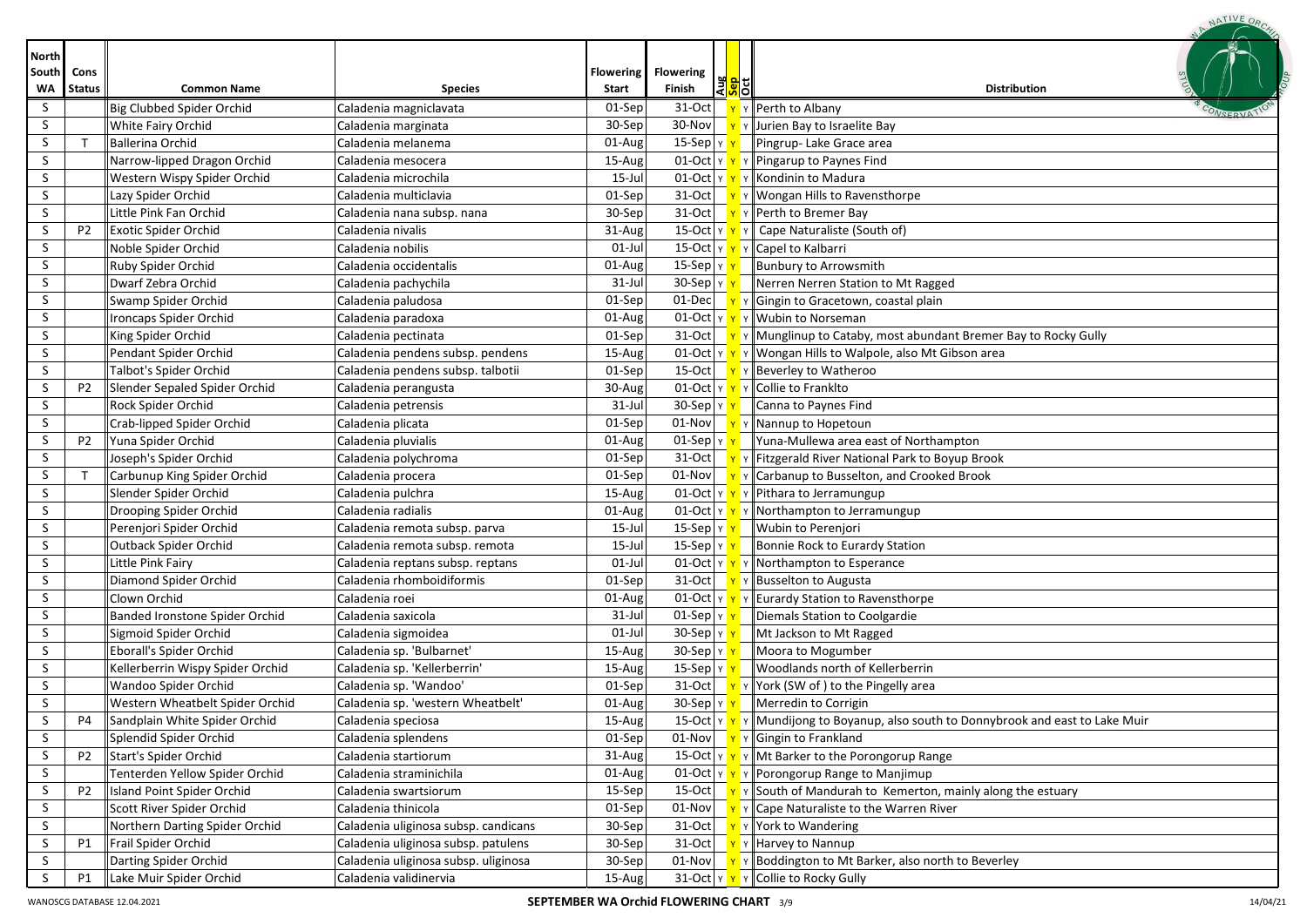| North South WA | Cons Status | Common Name | Species | Flowering Start | Flowering Finish | Aug | Sep | Oct | Distribution |
|---|---|---|---|---|---|---|---|---|---|
| S | | Big Clubbed Spider Orchid | Caladenia magniclavata | 01-Sep | 31-Oct | | Y | Y | Perth to Albany |
| S | | White Fairy Orchid | Caladenia marginata | 30-Sep | 30-Nov | | Y | Y | Jurien Bay to Israelite Bay |
| S | T | Ballerina Orchid | Caladenia melanema | 01-Aug | 15-Sep | Y | Y | | Pingrup- Lake Grace area |
| S | | Narrow-lipped Dragon Orchid | Caladenia mesocera | 15-Aug | 01-Oct | Y | Y | Y | Pingarup to Paynes Find |
| S | | Western Wispy Spider Orchid | Caladenia microchila | 15-Jul | 01-Oct | Y | Y | Y | Kondinin to Madura |
| S | | Lazy Spider Orchid | Caladenia multiclavia | 01-Sep | 31-Oct | | Y | Y | Wongan Hills to Ravensthorpe |
| S | | Little Pink Fan Orchid | Caladenia nana subsp. nana | 30-Sep | 31-Oct | | Y | Y | Perth to Bremer Bay |
| S | P2 | Exotic Spider Orchid | Caladenia nivalis | 31-Aug | 15-Oct | Y | Y | Y | Cape Naturaliste (South of) |
| S | | Noble Spider Orchid | Caladenia nobilis | 01-Jul | 15-Oct | Y | Y | Y | Capel to Kalbarri |
| S | | Ruby Spider Orchid | Caladenia occidentalis | 01-Aug | 15-Sep | Y | Y | | Bunbury to Arrowsmith |
| S | | Dwarf Zebra Orchid | Caladenia pachychila | 31-Jul | 30-Sep | Y | Y | | Nerren Nerren Station to Mt Ragged |
| S | | Swamp Spider Orchid | Caladenia paludosa | 01-Sep | 01-Dec | | Y | Y | Gingin to Gracetown, coastal plain |
| S | | Ironcaps Spider Orchid | Caladenia paradoxa | 01-Aug | 01-Oct | Y | Y | Y | Wubin to Norseman |
| S | | King Spider Orchid | Caladenia pectinata | 01-Sep | 31-Oct | | Y | Y | Munglinup to Cataby, most abundant Bremer Bay to Rocky Gully |
| S | | Pendant Spider Orchid | Caladenia pendens subsp. pendens | 15-Aug | 01-Oct | Y | Y | Y | Wongan Hills to Walpole, also Mt Gibson area |
| S | | Talbot's Spider Orchid | Caladenia pendens subsp. talbotii | 01-Sep | 15-Oct | | Y | Y | Beverley to Watheroo |
| S | P2 | Slender Sepaled Spider Orchid | Caladenia perangusta | 30-Aug | 01-Oct | Y | Y | Y | Collie to Franklto |
| S | | Rock Spider Orchid | Caladenia petrensis | 31-Jul | 30-Sep | Y | Y | | Canna to Paynes Find |
| S | | Crab-lipped Spider Orchid | Caladenia plicata | 01-Sep | 01-Nov | | Y | Y | Nannup to Hopetoun |
| S | P2 | Yuna Spider Orchid | Caladenia pluvialis | 01-Aug | 01-Sep | Y | Y | | Yuna-Mullewa area east of Northampton |
| S | | Joseph's Spider Orchid | Caladenia polychroma | 01-Sep | 31-Oct | | Y | Y | Fitzgerald River National Park to Boyup Brook |
| S | T | Carbunup King Spider Orchid | Caladenia procera | 01-Sep | 01-Nov | | Y | Y | Carbanup to Busselton, and Crooked Brook |
| S | | Slender Spider Orchid | Caladenia pulchra | 15-Aug | 01-Oct | Y | Y | Y | Pithara to Jerramungup |
| S | | Drooping Spider Orchid | Caladenia radialis | 01-Aug | 01-Oct | Y | Y | Y | Northampton to Jerramungup |
| S | | Perenjori Spider Orchid | Caladenia remota subsp. parva | 15-Jul | 15-Sep | Y | Y | | Wubin to Perenjori |
| S | | Outback Spider Orchid | Caladenia remota subsp. remota | 15-Jul | 15-Sep | Y | Y | | Bonnie Rock to Eurardy Station |
| S | | Little Pink Fairy | Caladenia reptans subsp. reptans | 01-Jul | 01-Oct | Y | Y | Y | Northampton to Esperance |
| S | | Diamond Spider Orchid | Caladenia rhomboidiformis | 01-Sep | 31-Oct | | Y | Y | Busselton to Augusta |
| S | | Clown Orchid | Caladenia roei | 01-Aug | 01-Oct | Y | Y | Y | Eurardy Station to Ravensthorpe |
| S | | Banded Ironstone Spider Orchid | Caladenia saxicola | 31-Jul | 01-Sep | Y | Y | | Diemals Station to Coolgardie |
| S | | Sigmoid Spider Orchid | Caladenia sigmoidea | 01-Jul | 30-Sep | Y | Y | | Mt Jackson to Mt Ragged |
| S | | Eborall's Spider Orchid | Caladenia sp. 'Bulbarnet' | 15-Aug | 30-Sep | Y | Y | | Moora to Mogumber |
| S | | Kellerberrin Wispy Spider Orchid | Caladenia sp. 'Kellerberrin' | 15-Aug | 15-Sep | Y | Y | | Woodlands north of Kellerberrin |
| S | | Wandoo Spider Orchid | Caladenia sp. 'Wandoo' | 01-Sep | 31-Oct | | Y | Y | York (SW of ) to the Pingelly area |
| S | | Western Wheatbelt Spider Orchid | Caladenia sp. 'western Wheatbelt' | 01-Aug | 30-Sep | Y | Y | | Merredin to Corrigin |
| S | P4 | Sandplain White Spider Orchid | Caladenia speciosa | 15-Aug | 15-Oct | Y | Y | Y | Mundijong to Boyanup, also south to Donnybrook and east to Lake Muir |
| S | | Splendid Spider Orchid | Caladenia splendens | 01-Sep | 01-Nov | | Y | Y | Gingin to Frankland |
| S | P2 | Start's Spider Orchid | Caladenia startiorum | 31-Aug | 15-Oct | Y | Y | Y | Mt Barker to the Porongorup Range |
| S | | Tenterden Yellow Spider Orchid | Caladenia straminichila | 01-Aug | 01-Oct | Y | Y | Y | Porongorup Range to Manjimup |
| S | P2 | Island Point Spider Orchid | Caladenia swartsiorum | 15-Sep | 15-Oct | | Y | Y | South of Mandurah to Kemerton, mainly along the estuary |
| S | | Scott River Spider Orchid | Caladenia thinicola | 01-Sep | 01-Nov | | Y | Y | Cape Naturaliste to the Warren River |
| S | | Northern Darting Spider Orchid | Caladenia uliginosa subsp. candicans | 30-Sep | 31-Oct | | Y | Y | York to Wandering |
| S | P1 | Frail Spider Orchid | Caladenia uliginosa subsp. patulens | 30-Sep | 31-Oct | | Y | Y | Harvey to Nannup |
| S | | Darting Spider Orchid | Caladenia uliginosa subsp. uliginosa | 30-Sep | 01-Nov | | Y | Y | Boddington to Mt Barker, also north to Beverley |
| S | P1 | Lake Muir Spider Orchid | Caladenia validinervia | 15-Aug | 31-Oct | Y | Y | Y | Collie to Rocky Gully |

WANOSCG DATABASE 12.04.2021 **SEPTEMBER WA Orchid FLOWERING CHART** 14/04/21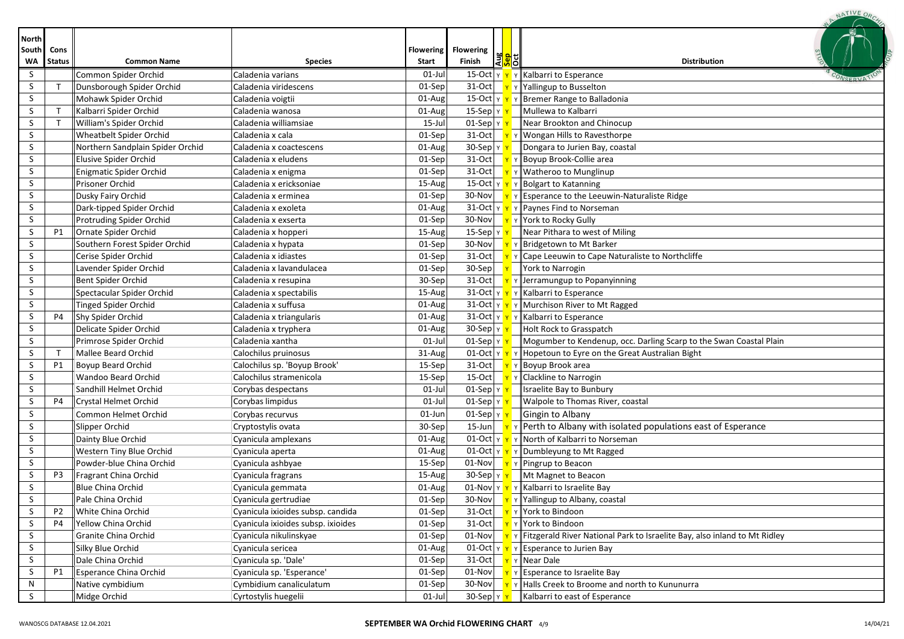| North South WA | Cons Status | Common Name | Species | Flowering Start | Flowering Finish | Aug | Sep | Oct | Distribution |
|---|---|---|---|---|---|---|---|---|---|
| S | | Common Spider Orchid | Caladenia varians | 01-Jul | 15-Oct | Y | Y | Y | Kalbarri to Esperance |
| S | T | Dunsborough Spider Orchid | Caladenia viridescens | 01-Sep | 31-Oct | | Y | Y | Yallingup to Busselton |
| S | | Mohawk Spider Orchid | Caladenia voigtii | 01-Aug | 15-Oct | Y | Y | Y | Bremer Range to Balladonia |
| S | T | Kalbarri Spider Orchid | Caladenia wanosa | 01-Aug | 15-Sep | Y | Y | | Mullewa to Kalbarri |
| S | T | William's Spider Orchid | Caladenia williamsiae | 15-Jul | 01-Sep | Y | Y | | Near Brookton and Chinocup |
| S | | Wheatbelt Spider Orchid | Caladenia x cala | 01-Sep | 31-Oct | | Y | Y | Wongan Hills to Ravesthorpe |
| S | | Northern Sandplain Spider Orchid | Caladenia x coactescens | 01-Aug | 30-Sep | Y | Y | | Dongara to Jurien Bay, coastal |
| S | | Elusive Spider Orchid | Caladenia x eludens | 01-Sep | 31-Oct | | Y | Y | Boyup Brook-Collie area |
| S | | Enigmatic Spider Orchid | Caladenia x enigma | 01-Sep | 31-Oct | | Y | Y | Watheroo to Munglinup |
| S | | Prisoner Orchid | Caladenia x ericksoniae | 15-Aug | 15-Oct | Y | Y | Y | Bolgart to Katanning |
| S | | Dusky Fairy Orchid | Caladenia x erminea | 01-Sep | 30-Nov | | Y | Y | Esperance to the Leeuwin-Naturaliste Ridge |
| S | | Dark-tipped Spider Orchid | Caladenia x exoleta | 01-Aug | 31-Oct | Y | Y | Y | Paynes Find to Norseman |
| S | | Protruding Spider Orchid | Caladenia x exserta | 01-Sep | 30-Nov | | Y | Y | York to Rocky Gully |
| S | P1 | Ornate Spider Orchid | Caladenia x hopperi | 15-Aug | 15-Sep | Y | Y | | Near Pithara to west of Miling |
| S | | Southern Forest Spider Orchid | Caladenia x hypata | 01-Sep | 30-Nov | | Y | Y | Bridgetown to Mt Barker |
| S | | Cerise Spider Orchid | Caladenia x idiastes | 01-Sep | 31-Oct | | Y | Y | Cape Leeuwin to Cape Naturaliste to Northcliffe |
| S | | Lavender Spider Orchid | Caladenia x lavandulacea | 01-Sep | 30-Sep | | Y | | York to Narrogin |
| S | | Bent Spider Orchid | Caladenia x resupina | 30-Sep | 31-Oct | | Y | Y | Jerramungup to Popanyinning |
| S | | Spectacular Spider Orchid | Caladenia x spectabilis | 15-Aug | 31-Oct | Y | Y | Y | Kalbarri to Esperance |
| S | | Tinged Spider Orchid | Caladenia x suffusa | 01-Aug | 31-Oct | Y | Y | Y | Murchison River to Mt Ragged |
| S | P4 | Shy Spider Orchid | Caladenia x triangularis | 01-Aug | 31-Oct | Y | Y | Y | Kalbarri to Esperance |
| S | | Delicate Spider Orchid | Caladenia x tryphera | 01-Aug | 30-Sep | Y | Y | | Holt Rock to Grasspatch |
| S | | Primrose Spider Orchid | Caladenia xantha | 01-Jul | 01-Sep | Y | Y | | Mogumber to Kendenup, occ. Darling Scarp to the Swan Coastal Plain |
| S | T | Mallee Beard Orchid | Calochilus pruinosus | 31-Aug | 01-Oct | Y | Y | Y | Hopetoun to Eyre on the Great Australian Bight |
| S | P1 | Boyup Beard Orchid | Calochilus sp. 'Boyup Brook' | 15-Sep | 31-Oct | | Y | Y | Boyup Brook area |
| S | | Wandoo Beard Orchid | Calochilus stramenicola | 15-Sep | 15-Oct | | Y | Y | Clackline to Narrogin |
| S | | Sandhill Helmet Orchid | Corybas despectans | 01-Jul | 01-Sep | Y | Y | | Israelite Bay to Bunbury |
| S | P4 | Crystal Helmet Orchid | Corybas limpidus | 01-Jul | 01-Sep | Y | Y | | Walpole to Thomas River, coastal |
| S | | Common Helmet Orchid | Corybas recurvus | 01-Jun | 01-Sep | Y | Y | | Gingin to Albany |
| S | | Slipper Orchid | Cryptostylis ovata | 30-Sep | 15-Jun | | Y | Y | Perth to Albany with isolated populations east of Esperance |
| S | | Dainty Blue Orchid | Cyanicula amplexans | 01-Aug | 01-Oct | Y | Y | Y | North of Kalbarri to Norseman |
| S | | Western Tiny Blue Orchid | Cyanicula aperta | 01-Aug | 01-Oct | Y | Y | Y | Dumbleyung to Mt Ragged |
| S | | Powder-blue China Orchid | Cyanicula ashbyae | 15-Sep | 01-Nov | | Y | Y | Pingrup to Beacon |
| S | P3 | Fragrant China Orchid | Cyanicula fragrans | 15-Aug | 30-Sep | Y | Y | | Mt Magnet to Beacon |
| S | | Blue China Orchid | Cyanicula gemmata | 01-Aug | 01-Nov | Y | Y | Y | Kalbarri to Israelite Bay |
| S | | Pale China Orchid | Cyanicula gertrudiae | 01-Sep | 30-Nov | | Y | Y | Yallingup to Albany, coastal |
| S | P2 | White China Orchid | Cyanicula ixioides subsp. candida | 01-Sep | 31-Oct | | Y | Y | York to Bindoon |
| S | P4 | Yellow China Orchid | Cyanicula ixioides subsp. ixioides | 01-Sep | 31-Oct | | Y | Y | York to Bindoon |
| S | | Granite China Orchid | Cyanicula nikulinskyae | 01-Sep | 01-Nov | | Y | Y | Fitzgerald River National Park to Israelite Bay, also inland to Mt Ridley |
| S | | Silky Blue Orchid | Cyanicula sericea | 01-Aug | 01-Oct | Y | Y | Y | Esperance to Jurien Bay |
| S | | Dale China Orchid | Cyanicula sp. 'Dale' | 01-Sep | 31-Oct | | Y | Y | Near Dale |
| S | P1 | Esperance China Orchid | Cyanicula sp. 'Esperance' | 01-Sep | 01-Nov | | Y | Y | Esperance to Israelite Bay |
| N | | Native cymbidium | Cymbidium canaliculatum | 01-Sep | 30-Nov | | Y | Y | Halls Creek to Broome and north to Kununurra |
| S | | Midge Orchid | Cyrtostylis huegelii | 01-Jul | 30-Sep | Y | Y | | Kalbarri to east of Esperance |

**SEPTEMBER WA Orchid FLOWERING CHART**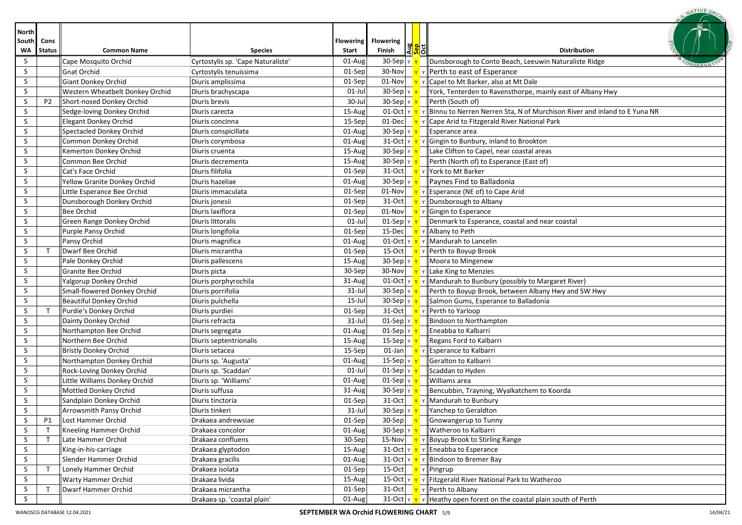| North South WA | Cons Status | Common Name | Species | Flowering Start | Flowering Finish | Aug | Sep | Oct | Distribution |
|---|---|---|---|---|---|---|---|---|---|
| S | | Cape Mosquito Orchid | Cyrtostylis sp. 'Cape Naturaliste' | 01-Aug | 30-Sep | Y | Y | | Dunsborough to Conto Beach, Leeuwin Naturaliste Ridge |
| S | | Gnat Orchid | Cyrtostylis tenuissima | 01-Sep | 30-Nov | | Y | Y | Perth to east of Esperance |
| S | | Giant Donkey Orchid | Diuris amplissima | 01-Sep | 01-Nov | | Y | Y | Capel to Mt Barker, also at Mt Dale |
| S | | Western Wheatbelt Donkey Orchid | Diuris brachyscapa | 01-Jul | 30-Sep | Y | Y | | York, Tenterden to Ravensthorpe, mainly east of Albany Hwy |
| S | P2 | Short-nosed Donkey Orchid | Diuris brevis | 30-Jul | 30-Sep | Y | Y | | Perth (South of) |
| S | | Sedge-loving Donkey Orchid | Diuris carecta | 15-Aug | 01-Oct | Y | Y | Y | Binnu to Nerren Nerren Sta, N of Murchison River and inland to E Yuna NR |
| S | | Elegant Donkey Orchid | Diuris concinna | 15-Sep | 01-Dec | | Y | Y | Cape Arid to Fitzgerald River National Park |
| S | | Spectacled Donkey Orchid | Diuris conspicillata | 01-Aug | 30-Sep | Y | Y | | Esperance area |
| S | | Common Donkey Orchid | Diuris corymbosa | 01-Aug | 31-Oct | Y | Y | Y | Gingin to Bunbury, inland to Brookton |
| S | | Kemerton Donkey Orchid | Diuris cruenta | 15-Aug | 30-Sep | Y | Y | | Lake Clifton to Capel, near coastal areas |
| S | | Common Bee Orchid | Diuris decrementa | 15-Aug | 30-Sep | Y | Y | | Perth (North of) to Esperance (East of) |
| S | | Cat's Face Orchid | Diuris filifolia | 01-Sep | 31-Oct | | Y | Y | York to Mt Barker |
| S | | Yellow Granite Donkey Orchid | Diuris hazeliae | 01-Aug | 30-Sep | Y | Y | | Paynes Find to Balladonia |
| S | | Little Esperance Bee Orchid | Diuris immaculata | 01-Sep | 01-Nov | | Y | Y | Esperance (NE of) to Cape Arid |
| S | | Dunsborough Donkey Orchid | Diuris jonesii | 01-Sep | 31-Oct | | Y | Y | Dunsborough to Albany |
| S | | Bee Orchid | Diuris laxiflora | 01-Sep | 01-Nov | | Y | Y | Gingin to Esperance |
| S | | Green Range Donkey Orchid | Diuris littoralis | 01-Jul | 01-Sep | Y | Y | | Denmark to Esperance, coastal and near coastal |
| S | | Purple Pansy Orchid | Diuris longifolia | 01-Sep | 15-Dec | | Y | Y | Albany to Peth |
| S | | Pansy Orchid | Diuris magnifica | 01-Aug | 01-Oct | Y | Y | Y | Mandurah to Lancelin |
| S | T | Dwarf Bee Orchid | Diuris micrantha | 01-Sep | 15-Oct | | Y | Y | Perth to Boyup Brook |
| S | | Pale Donkey Orchid | Diuris pallescens | 15-Aug | 30-Sep | Y | Y | | Moora to Mingenew |
| S | | Granite Bee Orchid | Diuris picta | 30-Sep | 30-Nov | | Y | Y | Lake King to Menzies |
| S | | Yalgorup Donkey Orchid | Diuris porphyrochila | 31-Aug | 01-Oct | Y | Y | Y | Mandurah to Bunbury (possibly to Margaret River) |
| S | | Small-flowered Donkey Orchid | Diuris porrifolia | 31-Jul | 30-Sep | Y | Y | | Perth to Boyup Brook, between Albany Hwy and SW Hwy |
| S | | Beautiful Donkey Orchid | Diuris pulchella | 15-Jul | 30-Sep | Y | Y | | Salmon Gums, Esperance to Balladonia |
| S | T | Purdie's Donkey Orchid | Diuris purdiei | 01-Sep | 31-Oct | | Y | Y | Perth to Yarloop |
| S | | Dainty Donkey Orchid | Diuris refracta | 31-Jul | 01-Sep | Y | Y | | Bindoon to Northampton |
| S | | Northampton Bee Orchid | Diuris segregata | 01-Aug | 01-Sep | Y | Y | | Eneabba to Kalbarri |
| S | | Northern Bee Orchid | Diuris septentrionalis | 15-Aug | 15-Sep | Y | Y | | Regans Ford to Kalbarri |
| S | | Bristly Donkey Orchid | Diuris setacea | 15-Sep | 01-Jan | | Y | Y | Esperance to Kalbarri |
| S | | Northampton Donkey Orchid | Diuris sp. 'Augusta' | 01-Aug | 15-Sep | Y | Y | | Geralton to Kalbarri |
| S | | Rock-Loving Donkey Orchid | Diuris sp. 'Scaddan' | 01-Jul | 01-Sep | Y | Y | | Scaddan to Hyden |
| S | | Little Williams Donkey Orchid | Diuris sp. 'Williams' | 01-Aug | 01-Sep | Y | Y | | Williams area |
| S | | Mottled Donkey Orchid | Diuris suffusa | 31-Aug | 30-Sep | Y | Y | | Bencubbin, Trayning, Wyalkatchem to Koorda |
| S | | Sandplain Donkey Orchid | Diuris tinctoria | 01-Sep | 31-Oct | | Y | Y | Mandurah to Bunbury |
| S | | Arrowsmith Pansy Orchid | Diuris tinkeri | 31-Jul | 30-Sep | Y | Y | | Yanchep to Geraldton |
| S | P1 | Lost Hammer Orchid | Drakaea andrewsiae | 01-Sep | 30-Sep | | Y | | Gnowangerup to Tunny |
| S | T | Kneeling Hammer Orchid | Drakaea concolor | 01-Aug | 30-Sep | Y | Y | | Watheroo to Kalbarri |
| S | T | Late Hammer Orchid | Drakaea confluens | 30-Sep | 15-Nov | | Y | Y | Boyup Brook to Stirling Range |
| S | | King-in-his-carriage | Drakaea glyptodon | 15-Aug | 31-Oct | Y | Y | Y | Eneabba to Esperance |
| S | | Slender Hammer Orchid | Drakaea gracilis | 01-Aug | 31-Oct | Y | Y | Y | Bindoon to Bremer Bay |
| S | T | Lonely Hammer Orchid | Drakaea isolata | 01-Sep | 15-Oct | | Y | Y | Pingrup |
| S | | Warty Hammer Orchid | Drakaea livida | 15-Aug | 15-Oct | Y | Y | Y | Fitzgerald River National Park to Watheroo |
| S | T | Dwarf Hammer Orchid | Drakaea micrantha | 01-Sep | 31-Oct | | Y | Y | Perth to Albany |
| S | | | Drakaea sp. 'coastal plain' | 01-Aug | 31-Oct | Y | Y | Y | Heathy open forest on the coastal plain south of Perth |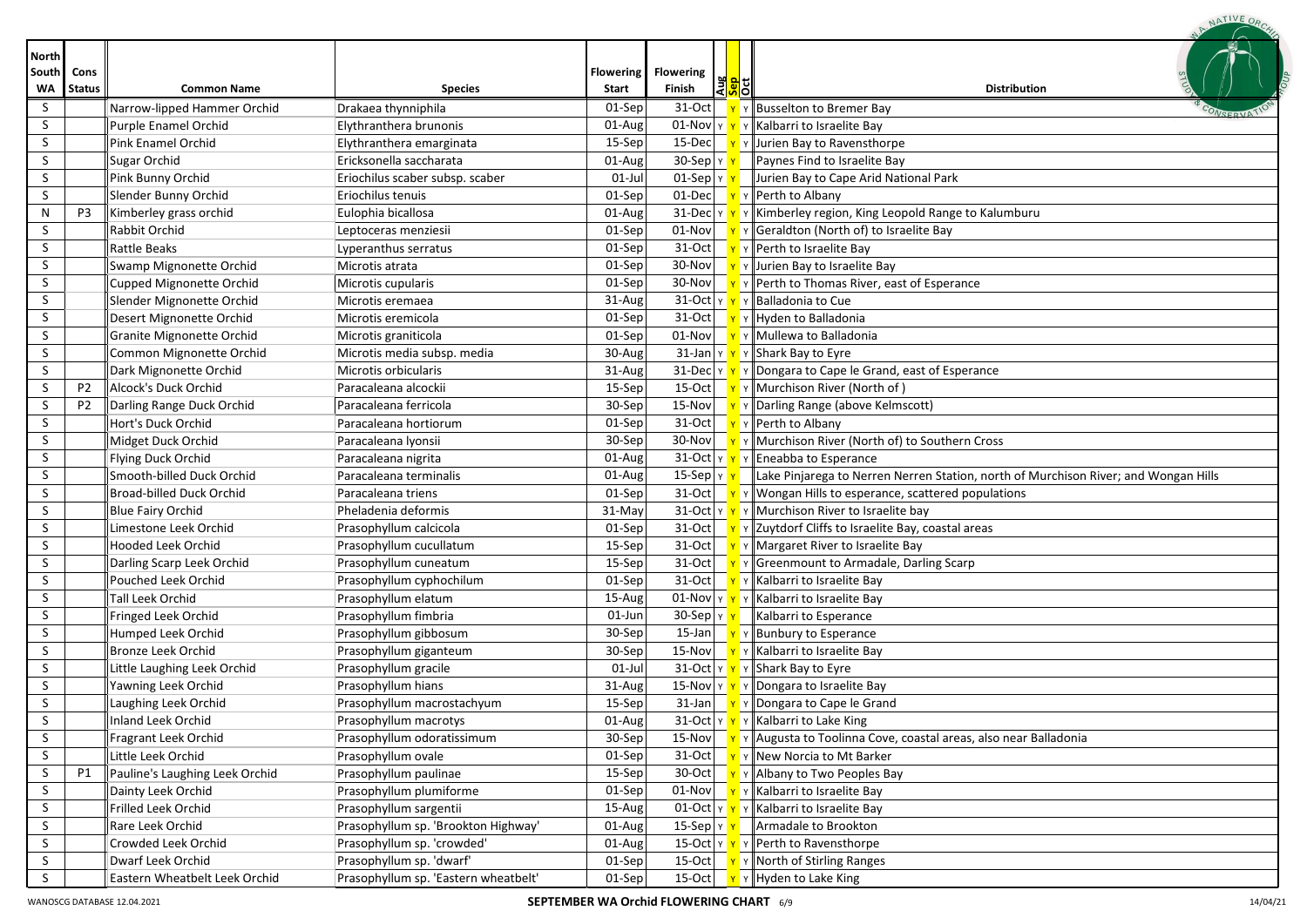| North South WA | Cons Status | Common Name | Species | Flowering Start | Flowering Finish | Aug | Sep | Oct | Distribution |
|---|---|---|---|---|---|---|---|---|---|
| S | | Narrow-lipped Hammer Orchid | Drakaea thynniphila | 01-Sep | 31-Oct | | Y | Y | Busselton to Bremer Bay |
| S | | Purple Enamel Orchid | Elythranthera brunonis | 01-Aug | 01-Nov | Y | Y | Y | Kalbarri to Israelite Bay |
| S | | Pink Enamel Orchid | Elythranthera emarginata | 15-Sep | 15-Dec | | Y | Y | Jurien Bay to Ravensthorpe |
| S | | Sugar Orchid | Ericksonella saccharata | 01-Aug | 30-Sep | Y | Y | | Paynes Find to Israelite Bay |
| S | | Pink Bunny Orchid | Eriochilus scaber subsp. scaber | 01-Jul | 01-Sep | Y | Y | | Jurien Bay to Cape Arid National Park |
| S | | Slender Bunny Orchid | Eriochilus tenuis | 01-Sep | 01-Dec | | Y | Y | Perth to Albany |
| N | P3 | Kimberley grass orchid | Eulophia bicallosa | 01-Aug | 31-Dec | Y | Y | Y | Kimberley region, King Leopold Range to Kalumburu |
| S | | Rabbit Orchid | Leptoceras menziesii | 01-Sep | 01-Nov | | Y | Y | Geraldton (North of) to Israelite Bay |
| S | | Rattle Beaks | Lyperanthus serratus | 01-Sep | 31-Oct | | Y | Y | Perth to Israelite Bay |
| S | | Swamp Mignonette Orchid | Microtis atrata | 01-Sep | 30-Nov | | Y | Y | Jurien Bay to Israelite Bay |
| S | | Cupped Mignonette Orchid | Microtis cupularis | 01-Sep | 30-Nov | | Y | Y | Perth to Thomas River, east of Esperance |
| S | | Slender Mignonette Orchid | Microtis eremaea | 31-Aug | 31-Oct | Y | Y | Y | Balladonia to Cue |
| S | | Desert Mignonette Orchid | Microtis eremicola | 01-Sep | 31-Oct | | Y | Y | Hyden to Balladonia |
| S | | Granite Mignonette Orchid | Microtis graniticola | 01-Sep | 01-Nov | | Y | Y | Mullewa to Balladonia |
| S | | Common Mignonette Orchid | Microtis media subsp. media | 30-Aug | 31-Jan | Y | Y | Y | Shark Bay to Eyre |
| S | | Dark Mignonette Orchid | Microtis orbicularis | 31-Aug | 31-Dec | Y | Y | Y | Dongara to Cape le Grand, east of Esperance |
| S | P2 | Alcock's Duck Orchid | Paracaleana alcockii | 15-Sep | 15-Oct | | Y | Y | Murchison River (North of ) |
| S | P2 | Darling Range Duck Orchid | Paracaleana ferricola | 30-Sep | 15-Nov | | Y | Y | Darling Range (above Kelmscott) |
| S | | Hort's Duck Orchid | Paracaleana hortiorum | 01-Sep | 31-Oct | | Y | Y | Perth to Albany |
| S | | Midget Duck Orchid | Paracaleana lyonsii | 30-Sep | 30-Nov | | Y | Y | Murchison River (North of) to Southern Cross |
| S | | Flying Duck Orchid | Paracaleana nigrita | 01-Aug | 31-Oct | Y | Y | Y | Eneabba to Esperance |
| S | | Smooth-billed Duck Orchid | Paracaleana terminalis | 01-Aug | 15-Sep | Y | Y | | Lake Pinjarega to Nerren Nerren Station, north of Murchison River; and Wongan Hills |
| S | | Broad-billed Duck Orchid | Paracaleana triens | 01-Sep | 31-Oct | | Y | Y | Wongan Hills to esperance, scattered populations |
| S | | Blue Fairy Orchid | Pheladenia deformis | 31-May | 31-Oct | Y | Y | Y | Murchison River to Israelite bay |
| S | | Limestone Leek Orchid | Prasophyllum calcicola | 01-Sep | 31-Oct | | Y | Y | Zuytdorf Cliffs to Israelite Bay, coastal areas |
| S | | Hooded Leek Orchid | Prasophyllum cucullatum | 15-Sep | 31-Oct | | Y | Y | Margaret River to Israelite Bay |
| S | | Darling Scarp Leek Orchid | Prasophyllum cuneatum | 15-Sep | 31-Oct | | Y | Y | Greenmount to Armadale, Darling Scarp |
| S | | Pouched Leek Orchid | Prasophyllum cyphochilum | 01-Sep | 31-Oct | | Y | Y | Kalbarri to Israelite Bay |
| S | | Tall Leek Orchid | Prasophyllum elatum | 15-Aug | 01-Nov | Y | Y | Y | Kalbarri to Israelite Bay |
| S | | Fringed Leek Orchid | Prasophyllum fimbria | 01-Jun | 30-Sep | Y | Y | | Kalbarri to Esperance |
| S | | Humped Leek Orchid | Prasophyllum gibbosum | 30-Sep | 15-Jan | | Y | Y | Bunbury to Esperance |
| S | | Bronze Leek Orchid | Prasophyllum giganteum | 30-Sep | 15-Nov | | Y | Y | Kalbarri to Israelite Bay |
| S | | Little Laughing Leek Orchid | Prasophyllum gracile | 01-Jul | 31-Oct | Y | Y | Y | Shark Bay to Eyre |
| S | | Yawning Leek Orchid | Prasophyllum hians | 31-Aug | 15-Nov | Y | Y | Y | Dongara to Israelite Bay |
| S | | Laughing Leek Orchid | Prasophyllum macrostachyum | 15-Sep | 31-Jan | | Y | Y | Dongara to Cape le Grand |
| S | | Inland Leek Orchid | Prasophyllum macrotys | 01-Aug | 31-Oct | Y | Y | Y | Kalbarri to Lake King |
| S | | Fragrant Leek Orchid | Prasophyllum odoratissimum | 30-Sep | 15-Nov | | Y | Y | Augusta to Toolinna Cove, coastal areas, also near Balladonia |
| S | | Little Leek Orchid | Prasophyllum ovale | 01-Sep | 31-Oct | | Y | Y | New Norcia to Mt Barker |
| S | P1 | Pauline's Laughing Leek Orchid | Prasophyllum paulinae | 15-Sep | 30-Oct | | Y | Y | Albany to Two Peoples Bay |
| S | | Dainty Leek Orchid | Prasophyllum plumiforme | 01-Sep | 01-Nov | | Y | Y | Kalbarri to Israelite Bay |
| S | | Frilled Leek Orchid | Prasophyllum sargentii | 15-Aug | 01-Oct | Y | Y | Y | Kalbarri to Israelite Bay |
| S | | Rare Leek Orchid | Prasophyllum sp. 'Brookton Highway' | 01-Aug | 15-Sep | Y | Y | | Armadale to Brookton |
| S | | Crowded Leek Orchid | Prasophyllum sp. 'crowded' | 01-Aug | 15-Oct | Y | Y | Y | Perth to Ravensthorpe |
| S | | Dwarf Leek Orchid | Prasophyllum sp. 'dwarf' | 01-Sep | 15-Oct | | Y | Y | North of Stirling Ranges |
| S | | Eastern Wheatbelt Leek Orchid | Prasophyllum sp. 'Eastern wheatbelt' | 01-Sep | 15-Oct | | Y | Y | Hyden to Lake King |

WANOSCG DATABASE 12.04.2021 — **SEPTEMBER WA Orchid FLOWERING CHART** — 14/04/21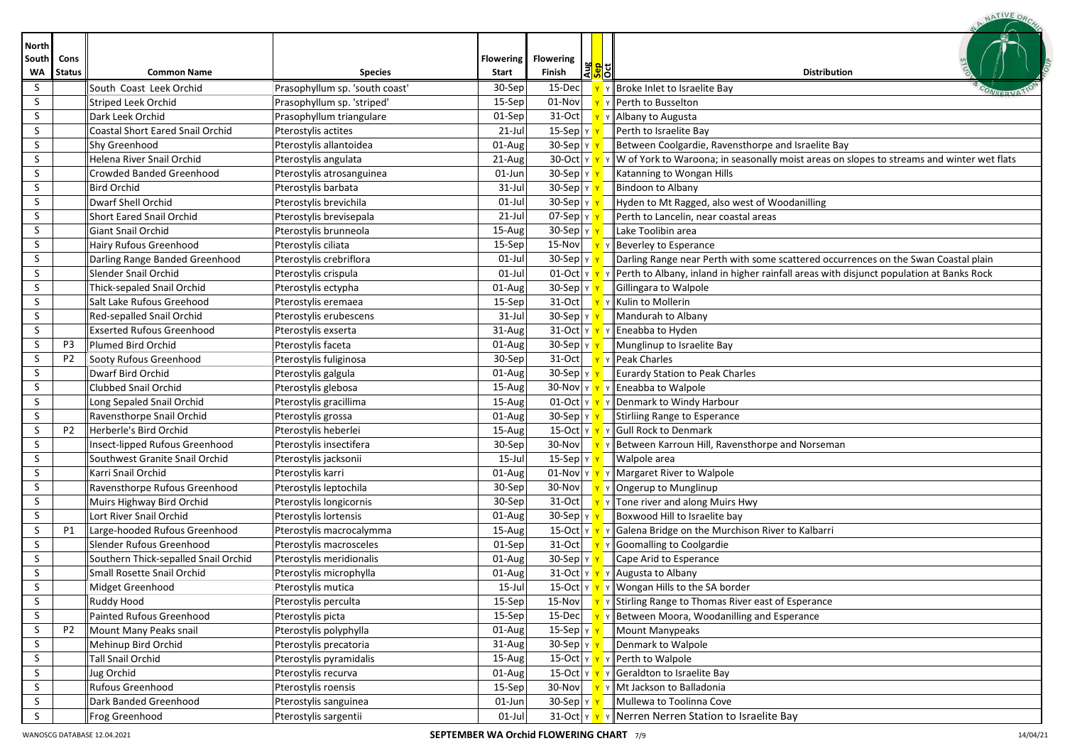| North South WA | Cons Status | Common Name | Species | Flowering Start | Flowering Finish | Aug | Sep | Oct | Distribution |
|---|---|---|---|---|---|---|---|---|---|
| S | | South Coast Leek Orchid | Prasophyllum sp. 'south coast' | 30-Sep | 15-Dec | | Y | Y | Broke Inlet to Israelite Bay |
| S | | Striped Leek Orchid | Prasophyllum sp. 'striped' | 15-Sep | 01-Nov | | Y | Y | Perth to Busselton |
| S | | Dark Leek Orchid | Prasophyllum triangulare | 01-Sep | 31-Oct | | Y | Y | Albany to Augusta |
| S | | Coastal Short Eared Snail Orchid | Pterostylis actites | 21-Jul | 15-Sep | Y | Y | | Perth to Israelite Bay |
| S | | Shy Greenhood | Pterostylis allantoidea | 01-Aug | 30-Sep | Y | Y | | Between Coolgardie, Ravensthorpe and Israelite Bay |
| S | | Helena River Snail Orchid | Pterostylis angulata | 21-Aug | 30-Oct | Y | Y | Y | W of York to Waroona; in seasonally moist areas on slopes to streams and winter wet flats |
| S | | Crowded Banded Greenhood | Pterostylis atrosanguinea | 01-Jun | 30-Sep | Y | Y | | Katanning to Wongan Hills |
| S | | Bird Orchid | Pterostylis barbata | 31-Jul | 30-Sep | Y | Y | | Bindoon to Albany |
| S | | Dwarf Shell Orchid | Pterostylis brevichila | 01-Jul | 30-Sep | Y | Y | | Hyden to Mt Ragged, also west of Woodanilling |
| S | | Short Eared Snail Orchid | Pterostylis brevisepala | 21-Jul | 07-Sep | Y | Y | | Perth to Lancelin, near coastal areas |
| S | | Giant Snail Orchid | Pterostylis brunneola | 15-Aug | 30-Sep | Y | Y | | Lake Toolibin area |
| S | | Hairy Rufous Greenhood | Pterostylis ciliata | 15-Sep | 15-Nov | | Y | Y | Beverley to Esperance |
| S | | Darling Range Banded Greenhood | Pterostylis crebriflora | 01-Jul | 30-Sep | Y | Y | | Darling Range near Perth with some scattered occurrences on the Swan Coastal plain |
| S | | Slender Snail Orchid | Pterostylis crispula | 01-Jul | 01-Oct | Y | Y | Y | Perth to Albany, inland in higher rainfall areas with disjunct population at Banks Rock |
| S | | Thick-sepaled Snail Orchid | Pterostylis ectypha | 01-Aug | 30-Sep | Y | Y | | Gillingara to Walpole |
| S | | Salt Lake Rufous Greenhood | Pterostylis eremaea | 15-Sep | 31-Oct | | Y | Y | Kulin to Mollerin |
| S | | Red-sepalled Snail Orchid | Pterostylis erubescens | 31-Jul | 30-Sep | Y | Y | | Mandurah to Albany |
| S | | Exserted Rufous Greenhood | Pterostylis exserta | 31-Aug | 31-Oct | Y | Y | Y | Eneabba to Hyden |
| S | P3 | Plumed Bird Orchid | Pterostylis faceta | 01-Aug | 30-Sep | Y | Y | | Munglinup to Israelite Bay |
| S | P2 | Sooty Rufous Greenhood | Pterostylis fuliginosa | 30-Sep | 31-Oct | | Y | Y | Peak Charles |
| S | | Dwarf Bird Orchid | Pterostylis galgula | 01-Aug | 30-Sep | Y | Y | | Eurardy Station to Peak Charles |
| S | | Clubbed Snail Orchid | Pterostylis glebosa | 15-Aug | 30-Nov | Y | Y | Y | Eneabba to Walpole |
| S | | Long Sepaled Snail Orchid | Pterostylis gracillima | 15-Aug | 01-Oct | Y | Y | Y | Denmark to Windy Harbour |
| S | | Ravensthorpe Snail Orchid | Pterostylis grossa | 01-Aug | 30-Sep | Y | Y | | Stirling Range to Esperance |
| S | P2 | Herberle's Bird Orchid | Pterostylis heberlei | 15-Aug | 15-Oct | Y | Y | Y | Gull Rock to Denmark |
| S | | Insect-lipped Rufous Greenhood | Pterostylis insectifera | 30-Sep | 30-Nov | | Y | Y | Between Karroun Hill, Ravensthorpe and Norseman |
| S | | Southwest Granite Snail Orchid | Pterostylis jacksonii | 15-Jul | 15-Sep | Y | Y | | Walpole area |
| S | | Karri Snail Orchid | Pterostylis karri | 01-Aug | 01-Nov | Y | Y | Y | Margaret River to Walpole |
| S | | Ravensthorpe Rufous Greenhood | Pterostylis leptochila | 30-Sep | 30-Nov | | Y | Y | Ongerup to Munglinup |
| S | | Muirs Highway Bird Orchid | Pterostylis longicornis | 30-Sep | 31-Oct | | Y | Y | Tone river and along Muirs Hwy |
| S | | Lort River Snail Orchid | Pterostylis lortensis | 01-Aug | 30-Sep | Y | Y | | Boxwood Hill to Israelite bay |
| S | P1 | Large-hooded Rufous Greenhood | Pterostylis macrocalymma | 15-Aug | 15-Oct | Y | Y | Y | Galena Bridge on the Murchison River to Kalbarri |
| S | | Slender Rufous Greenhood | Pterostylis macrosceles | 01-Sep | 31-Oct | | Y | Y | Goomalling to Coolgardie |
| S | | Southern Thick-sepalled Snail Orchid | Pterostylis meridionalis | 01-Aug | 30-Sep | Y | Y | | Cape Arid to Esperance |
| S | | Small Rosette Snail Orchid | Pterostylis microphylla | 01-Aug | 31-Oct | Y | Y | Y | Augusta to Albany |
| S | | Midget Greenhood | Pterostylis mutica | 15-Jul | 15-Oct | Y | Y | Y | Wongan Hills to the SA border |
| S | | Ruddy Hood | Pterostylis perculta | 15-Sep | 15-Nov | | Y | Y | Stirling Range to Thomas River east of Esperance |
| S | | Painted Rufous Greenhood | Pterostylis picta | 15-Sep | 15-Dec | | Y | Y | Between Moora, Woodanilling and Esperance |
| S | P2 | Mount Many Peaks snail | Pterostylis polyphylla | 01-Aug | 15-Sep | Y | Y | | Mount Manypeaks |
| S | | Mehinup Bird Orchid | Pterostylis precatoria | 31-Aug | 30-Sep | Y | Y | | Denmark to Walpole |
| S | | Tall Snail Orchid | Pterostylis pyramidalis | 15-Aug | 15-Oct | Y | Y | Y | Perth to Walpole |
| S | | Jug Orchid | Pterostylis recurva | 01-Aug | 15-Oct | Y | Y | Y | Geraldton to Israelite Bay |
| S | | Rufous Greenhood | Pterostylis roensis | 15-Sep | 30-Nov | | Y | Y | Mt Jackson to Balladonia |
| S | | Dark Banded Greenhood | Pterostylis sanguinea | 01-Jun | 30-Sep | Y | Y | | Mullewa to Toolinna Cove |
| S | | Frog Greenhood | Pterostylis sargentii | 01-Jul | 31-Oct | Y | Y | Y | Nerren Nerren Station to Israelite Bay |

WANOSCG DATABASE 12.04.2021 — **SEPTEMBER WA Orchid FLOWERING CHART** — 14/04/21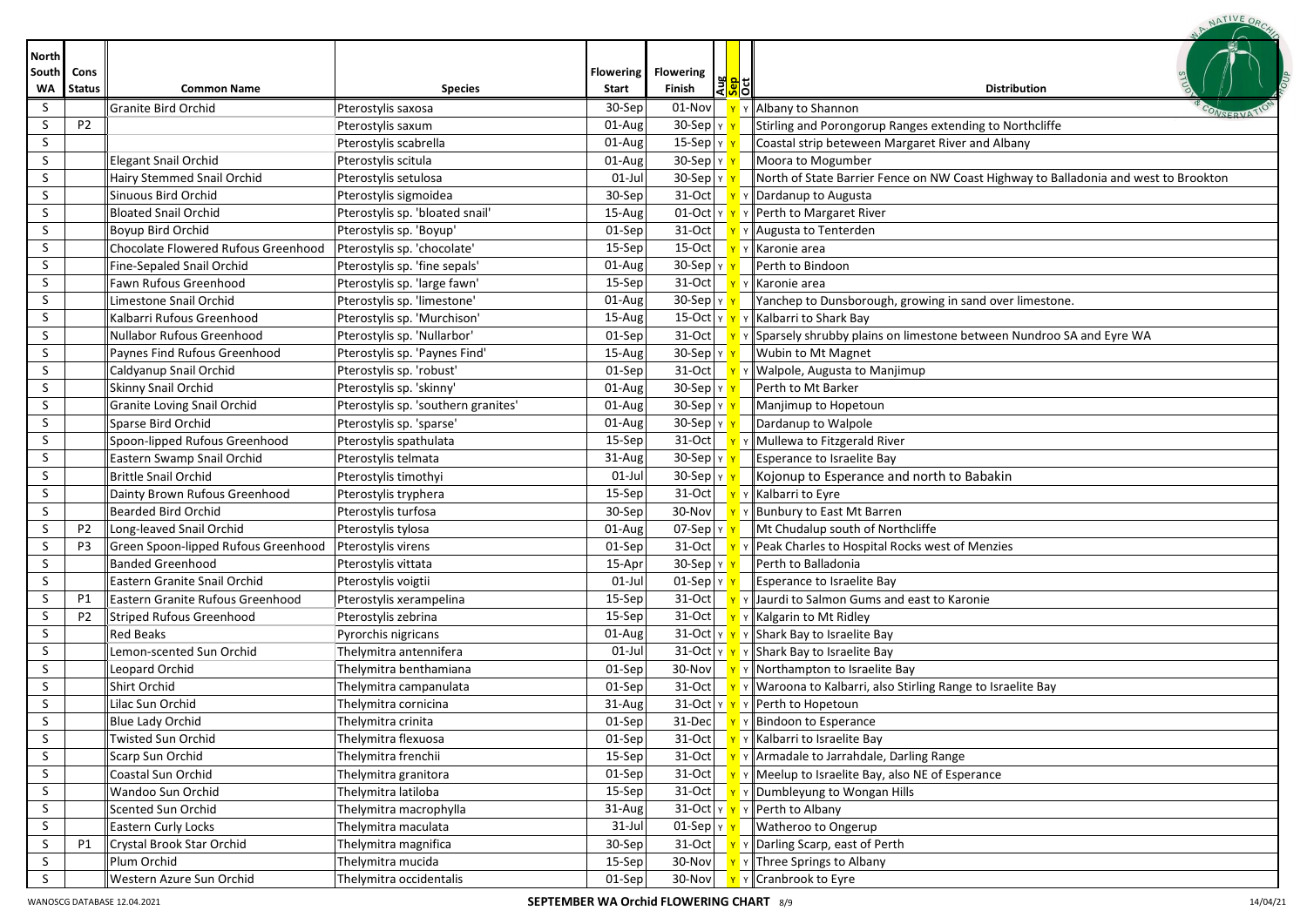| North South WA | Cons Status | Common Name | Species | Flowering Start | Flowering Finish | Aug | Sep | Oct | Distribution |
|---|---|---|---|---|---|---|---|---|---|
| S | | Granite Bird Orchid | Pterostylis saxosa | 30-Sep | 01-Nov | | Y | Y | Albany to Shannon |
| S | P2 | | Pterostylis saxum | 01-Aug | 30-Sep | Y | Y | | Stirling and Porongorup Ranges extending to Northcliffe |
| S | | | Pterostylis scabrella | 01-Aug | 15-Sep | Y | Y | | Coastal strip beteween Margaret River and Albany |
| S | | Elegant Snail Orchid | Pterostylis scitula | 01-Aug | 30-Sep | Y | Y | | Moora to Mogumber |
| S | | Hairy Stemmed Snail Orchid | Pterostylis setulosa | 01-Jul | 30-Sep | Y | Y | | North of State Barrier Fence on NW Coast Highway to Balladonia and west to Brookton |
| S | | Sinuous Bird Orchid | Pterostylis sigmoidea | 30-Sep | 31-Oct | | Y | Y | Dardanup to Augusta |
| S | | Bloated Snail Orchid | Pterostylis sp. 'bloated snail' | 15-Aug | 01-Oct | Y | Y | Y | Perth to Margaret River |
| S | | Boyup Bird Orchid | Pterostylis sp. 'Boyup' | 01-Sep | 31-Oct | | Y | Y | Augusta to Tenterden |
| S | | Chocolate Flowered Rufous Greenhood | Pterostylis sp. 'chocolate' | 15-Sep | 15-Oct | | Y | Y | Karonie area |
| S | | Fine-Sepaled Snail Orchid | Pterostylis sp. 'fine sepals' | 01-Aug | 30-Sep | Y | Y | | Perth to Bindoon |
| S | | Fawn Rufous Greenhood | Pterostylis sp. 'large fawn' | 15-Sep | 31-Oct | | Y | Y | Karonie area |
| S | | Limestone Snail Orchid | Pterostylis sp. 'limestone' | 01-Aug | 30-Sep | Y | Y | | Yanchep to Dunsborough, growing in sand over limestone. |
| S | | Kalbarri Rufous Greenhood | Pterostylis sp. 'Murchison' | 15-Aug | 15-Oct | Y | Y | Y | Kalbarri to Shark Bay |
| S | | Nullabor Rufous Greenhood | Pterostylis sp. 'Nullarbor' | 01-Sep | 31-Oct | | Y | Y | Sparsely shrubby plains on limestone between Nundroo SA and Eyre WA |
| S | | Paynes Find Rufous Greenhood | Pterostylis sp. 'Paynes Find' | 15-Aug | 30-Sep | Y | Y | | Wubin to Mt Magnet |
| S | | Caldyanup Snail Orchid | Pterostylis sp. 'robust' | 01-Sep | 31-Oct | | Y | Y | Walpole, Augusta to Manjimup |
| S | | Skinny Snail Orchid | Pterostylis sp. 'skinny' | 01-Aug | 30-Sep | Y | Y | | Perth to Mt Barker |
| S | | Granite Loving Snail Orchid | Pterostylis sp. 'southern granites' | 01-Aug | 30-Sep | Y | Y | | Manjimup to Hopetoun |
| S | | Sparse Bird Orchid | Pterostylis sp. 'sparse' | 01-Aug | 30-Sep | Y | Y | | Dardanup to Walpole |
| S | | Spoon-lipped Rufous Greenhood | Pterostylis spathulata | 15-Sep | 31-Oct | | Y | Y | Mullewa to Fitzgerald River |
| S | | Eastern Swamp Snail Orchid | Pterostylis telmata | 31-Aug | 30-Sep | Y | Y | | Esperance to Israelite Bay |
| S | | Brittle Snail Orchid | Pterostylis timothyi | 01-Jul | 30-Sep | Y | Y | | Kojonup to Esperance and north to Babakin |
| S | | Dainty Brown Rufous Greenhood | Pterostylis tryphera | 15-Sep | 31-Oct | | Y | Y | Kalbarri to Eyre |
| S | | Bearded Bird Orchid | Pterostylis turfosa | 30-Sep | 30-Nov | | Y | Y | Bunbury to East Mt Barren |
| S | P2 | Long-leaved Snail Orchid | Pterostylis tylosa | 01-Aug | 07-Sep | Y | Y | | Mt Chudalup south of Northcliffe |
| S | P3 | Green Spoon-lipped Rufous Greenhood | Pterostylis virens | 01-Sep | 31-Oct | | Y | Y | Peak Charles to Hospital Rocks west of Menzies |
| S | | Banded Greenhood | Pterostylis vittata | 15-Apr | 30-Sep | Y | Y | | Perth to Balladonia |
| S | | Eastern Granite Snail Orchid | Pterostylis voigtii | 01-Jul | 01-Sep | Y | Y | | Esperance to Israelite Bay |
| S | P1 | Eastern Granite Rufous Greenhood | Pterostylis xerampelina | 15-Sep | 31-Oct | | Y | Y | Jaurdi to Salmon Gums and east to Karonie |
| S | P2 | Striped Rufous Greenhood | Pterostylis zebrina | 15-Sep | 31-Oct | | Y | Y | Kalgarin to Mt Ridley |
| S | | Red Beaks | Pyrorchis nigricans | 01-Aug | 31-Oct | Y | Y | Y | Shark Bay to Israelite Bay |
| S | | Lemon-scented Sun Orchid | Thelymitra antennifera | 01-Jul | 31-Oct | Y | Y | Y | Shark Bay to Israelite Bay |
| S | | Leopard Orchid | Thelymitra benthamiana | 01-Sep | 30-Nov | | Y | Y | Northampton to Israelite Bay |
| S | | Shirt Orchid | Thelymitra campanulata | 01-Sep | 31-Oct | | Y | Y | Waroona to Kalbarri, also Stirling Range to Israelite Bay |
| S | | Lilac Sun Orchid | Thelymitra cornicina | 31-Aug | 31-Oct | Y | Y | Y | Perth to Hopetoun |
| S | | Blue Lady Orchid | Thelymitra crinita | 01-Sep | 31-Dec | | Y | Y | Bindoon to Esperance |
| S | | Twisted Sun Orchid | Thelymitra flexuosa | 01-Sep | 31-Oct | | Y | Y | Kalbarri to Israelite Bay |
| S | | Scarp Sun Orchid | Thelymitra frenchii | 15-Sep | 31-Oct | | Y | Y | Armadale to Jarrahdale, Darling Range |
| S | | Coastal Sun Orchid | Thelymitra granitora | 01-Sep | 31-Oct | | Y | Y | Meelup to Israelite Bay, also NE of Esperance |
| S | | Wandoo Sun Orchid | Thelymitra latiloba | 15-Sep | 31-Oct | | Y | Y | Dumbleyung to Wongan Hills |
| S | | Scented Sun Orchid | Thelymitra macrophylla | 31-Aug | 31-Oct | Y | Y | Y | Perth to Albany |
| S | | Eastern Curly Locks | Thelymitra maculata | 31-Jul | 01-Sep | Y | Y | | Watheroo to Ongerup |
| S | P1 | Crystal Brook Star Orchid | Thelymitra magnifica | 30-Sep | 31-Oct | | Y | Y | Darling Scarp, east of Perth |
| S | | Plum Orchid | Thelymitra mucida | 15-Sep | 30-Nov | | Y | Y | Three Springs to Albany |
| S | | Western Azure Sun Orchid | Thelymitra occidentalis | 01-Sep | 30-Nov | | Y | Y | Cranbrook to Eyre |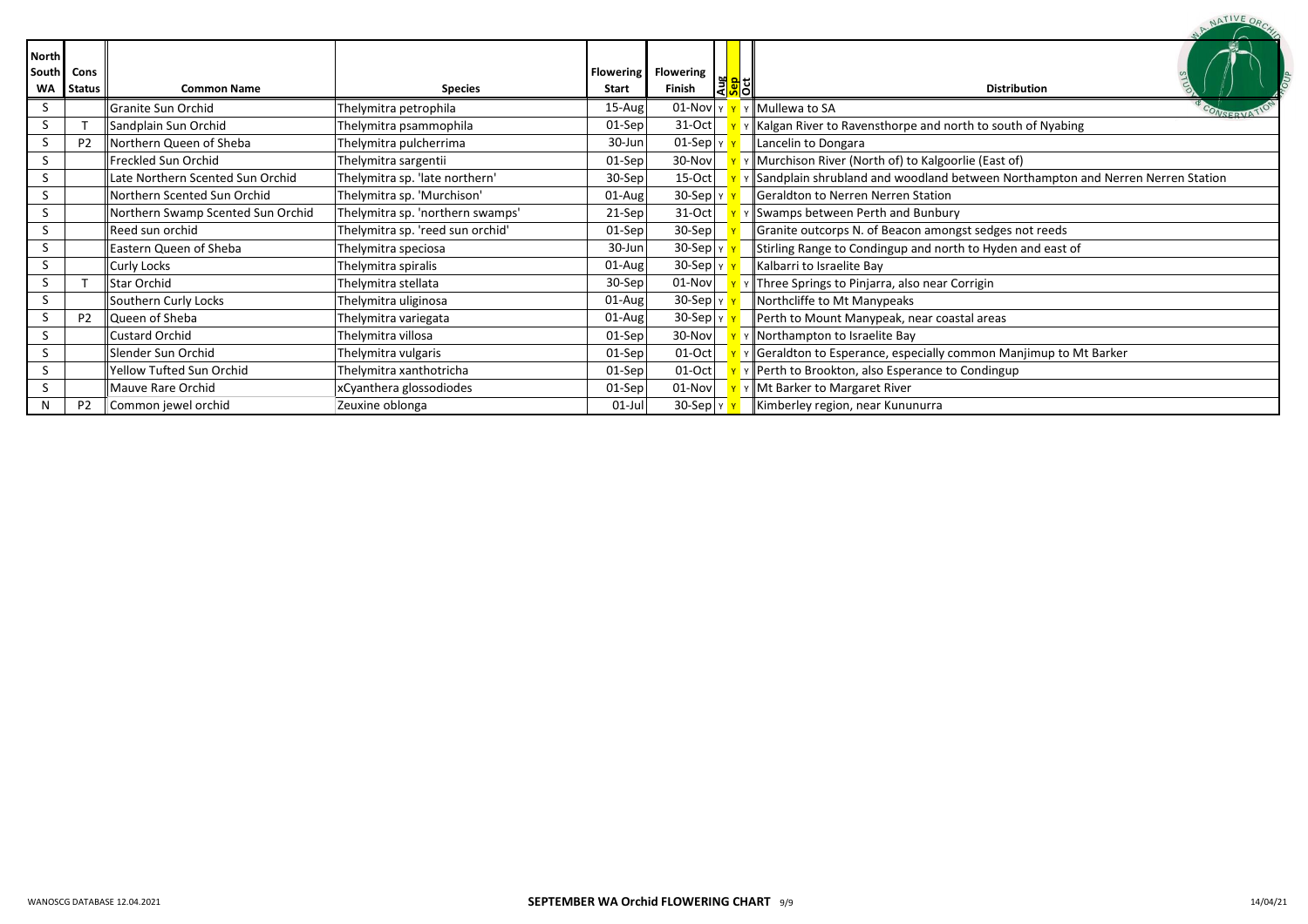| North South WA | Cons Status | Common Name | Species | Flowering Start | Flowering Finish | Aug | Sep | Oct | Distribution |
|---|---|---|---|---|---|---|---|---|---|
| S | | Granite Sun Orchid | Thelymitra petrophila | 15-Aug | 01-Nov | Y | Y | Y | Mullewa to SA |
| S | T | Sandplain Sun Orchid | Thelymitra psammophila | 01-Sep | 31-Oct | | Y | Y | Kalgan River to Ravensthorpe and north to south of Nyabing |
| S | P2 | Northern Queen of Sheba | Thelymitra pulcherrima | 30-Jun | 01-Sep | Y | Y | | Lancelin to Dongara |
| S | | Freckled Sun Orchid | Thelymitra sargentii | 01-Sep | 30-Nov | | Y | Y | Murchison River (North of) to Kalgoorlie (East of) |
| S | | Late Northern Scented Sun Orchid | Thelymitra sp. 'late northern' | 30-Sep | 15-Oct | | Y | Y | Sandplain shrubland and woodland between Northampton and Nerren Nerren Station |
| S | | Northern Scented Sun Orchid | Thelymitra sp. 'Murchison' | 01-Aug | 30-Sep | Y | Y | | Geraldton to Nerren Nerren Station |
| S | | Northern Swamp Scented Sun Orchid | Thelymitra sp. 'northern swamps' | 21-Sep | 31-Oct | | Y | Y | Swamps between Perth and Bunbury |
| S | | Reed sun orchid | Thelymitra sp. 'reed sun orchid' | 01-Sep | 30-Sep | | Y | | Granite outcorps N. of Beacon amongst sedges not reeds |
| S | | Eastern Queen of Sheba | Thelymitra speciosa | 30-Jun | 30-Sep | Y | Y | | Stirling Range to Condingup and north to Hyden and east of |
| S | | Curly Locks | Thelymitra spiralis | 01-Aug | 30-Sep | Y | Y | | Kalbarri to Israelite Bay |
| S | T | Star Orchid | Thelymitra stellata | 30-Sep | 01-Nov | | Y | Y | Three Springs to Pinjarra, also near Corrigin |
| S | | Southern Curly Locks | Thelymitra uliginosa | 01-Aug | 30-Sep | Y | Y | | Northcliffe to Mt Manypeaks |
| S | P2 | Queen of Sheba | Thelymitra variegata | 01-Aug | 30-Sep | Y | Y | | Perth to Mount Manypeak, near coastal areas |
| S | | Custard Orchid | Thelymitra villosa | 01-Sep | 30-Nov | | Y | Y | Northampton to Israelite Bay |
| S | | Slender Sun Orchid | Thelymitra vulgaris | 01-Sep | 01-Oct | | Y | Y | Geraldton to Esperance, especially common Manjimup to Mt Barker |
| S | | Yellow Tufted Sun Orchid | Thelymitra xanthotricha | 01-Sep | 01-Oct | | Y | Y | Perth to Brookton, also Esperance to Condingup |
| S | | Mauve Rare Orchid | xCyanthera glossodiodes | 01-Sep | 01-Nov | | Y | Y | Mt Barker to Margaret River |
| N | P2 | Common jewel orchid | Zeuxine oblonga | 01-Jul | 30-Sep | Y | Y | | Kimberley region, near Kununurra |

WANOSCG DATABASE 12.04.2021

**SEPTEMBER WA Orchid FLOWERING CHART**

14/04/21